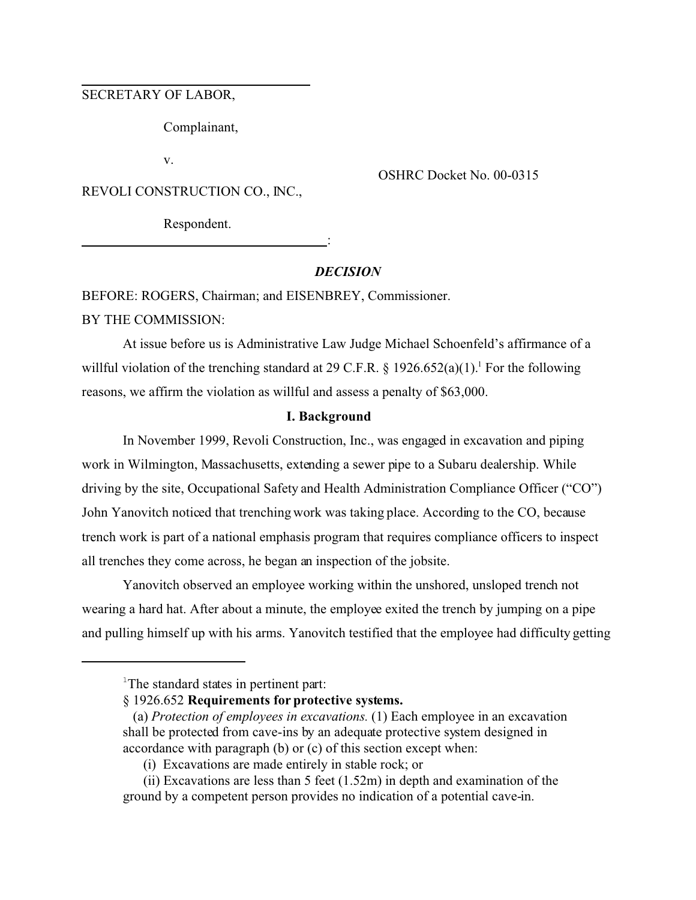SECRETARY OF LABOR,

Complainant,

v.

REVOLI CONSTRUCTION CO., INC.,

Respondent.

OSHRC Docket No. 00-0315

## *DECISION*

BEFORE: ROGERS, Chairman; and EISENBREY, Commissioner.

BY THE COMMISSION:

At issue before us is Administrative Law Judge Michael Schoenfeld's affirmance of a willful violation of the trenching standard at 29 C.F.R. § 1926.652(a)(1).[1] For the following reasons, we affirm the violation as willful and assess a penalty of $63,000.

### I. Background

In November 1999, Revoli Construction, Inc., was engaged in excavation and piping work in Wilmington, Massachusetts, extending a sewer pipe to a Subaru dealership. While driving by the site, Occupational Safety and Health Administration Compliance Officer ("CO") John Yanovitch noticed that trenching work was taking place. According to the CO, because trench work is part of a national emphasis program that requires compliance officers to inspect all trenches they come across, he began an inspection of the jobsite.

Yanovitch observed an employee working within the unshored, unsloped trench not wearing a hard hat. After about a minute, the employee exited the trench by jumping on a pipe and pulling himself up with his arms. Yanovitch testified that the employee had difficulty getting

---

[1]The standard states in pertinent part:

§ 1926.652 **Requirements for protective systems.**

(a) *Protection of employees in excavations.* (1) Each employee in an excavation shall be protected from cave-ins by an adequate protective system designed in accordance with paragraph (b) or (c) of this section except when:

(i) Excavations are made entirely in stable rock; or

(ii) Excavations are less than 5 feet (1.52m) in depth and examination of the ground by a competent person provides no indication of a potential cave-in.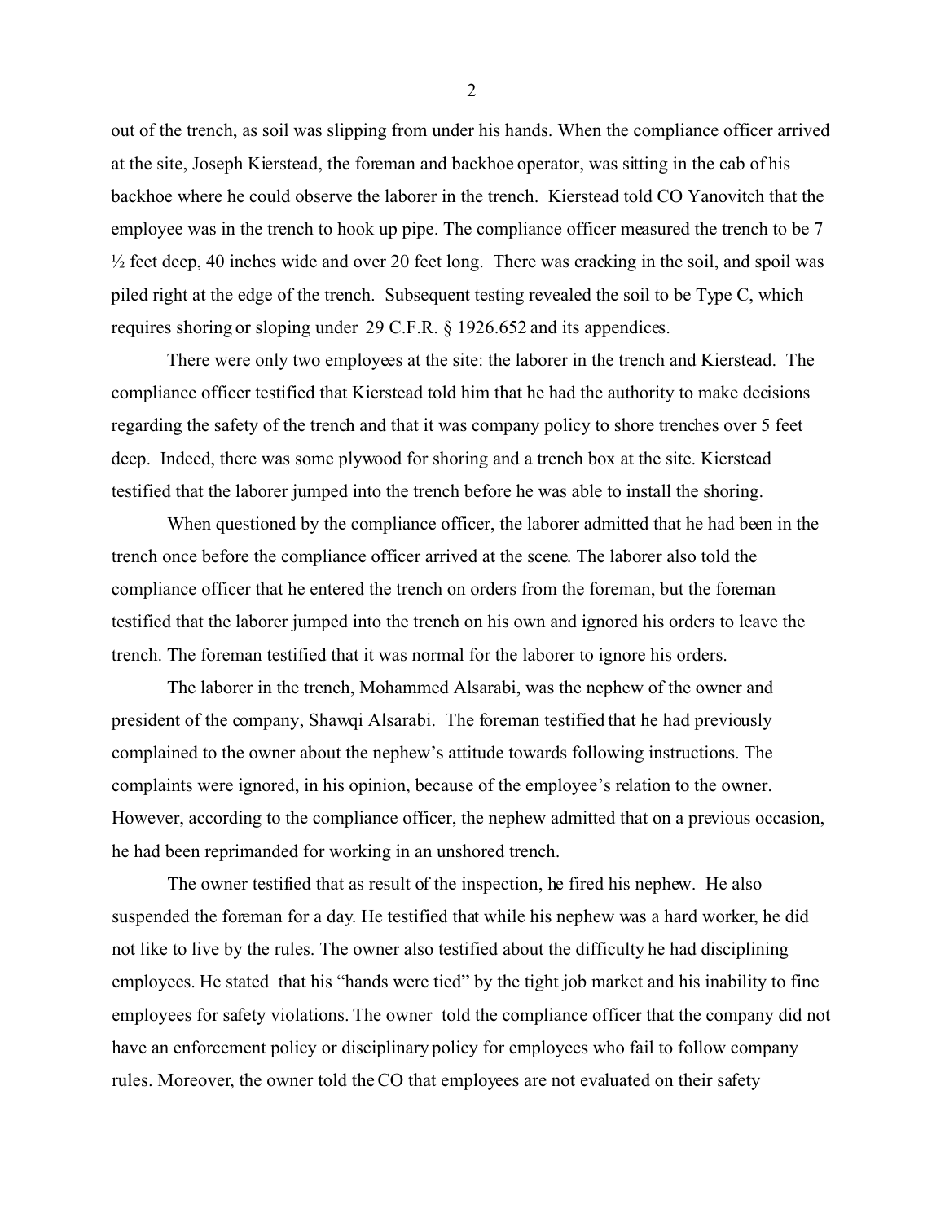out of the trench, as soil was slipping from under his hands. When the compliance officer arrived at the site, Joseph Kierstead, the foreman and backhoe operator, was sitting in the cab of his backhoe where he could observe the laborer in the trench. Kierstead told CO Yanovitch that the employee was in the trench to hook up pipe. The compliance officer measured the trench to be 7 ½ feet deep, 40 inches wide and over 20 feet long. There was cracking in the soil, and spoil was piled right at the edge of the trench. Subsequent testing revealed the soil to be Type C, which requires shoring or sloping under 29 C.F.R. § 1926.652 and its appendices.

There were only two employees at the site: the laborer in the trench and Kierstead. The compliance officer testified that Kierstead told him that he had the authority to make decisions regarding the safety of the trench and that it was company policy to shore trenches over 5 feet deep. Indeed, there was some plywood for shoring and a trench box at the site. Kierstead testified that the laborer jumped into the trench before he was able to install the shoring.

When questioned by the compliance officer, the laborer admitted that he had been in the trench once before the compliance officer arrived at the scene. The laborer also told the compliance officer that he entered the trench on orders from the foreman, but the foreman testified that the laborer jumped into the trench on his own and ignored his orders to leave the trench. The foreman testified that it was normal for the laborer to ignore his orders.

The laborer in the trench, Mohammed Alsarabi, was the nephew of the owner and president of the company, Shawqi Alsarabi. The foreman testified that he had previously complained to the owner about the nephew's attitude towards following instructions. The complaints were ignored, in his opinion, because of the employee's relation to the owner. However, according to the compliance officer, the nephew admitted that on a previous occasion, he had been reprimanded for working in an unshored trench.

The owner testified that as result of the inspection, he fired his nephew. He also suspended the foreman for a day. He testified that while his nephew was a hard worker, he did not like to live by the rules. The owner also testified about the difficulty he had disciplining employees. He stated that his "hands were tied" by the tight job market and his inability to fine employees for safety violations. The owner told the compliance officer that the company did not have an enforcement policy or disciplinary policy for employees who fail to follow company rules. Moreover, the owner told the CO that employees are not evaluated on their safety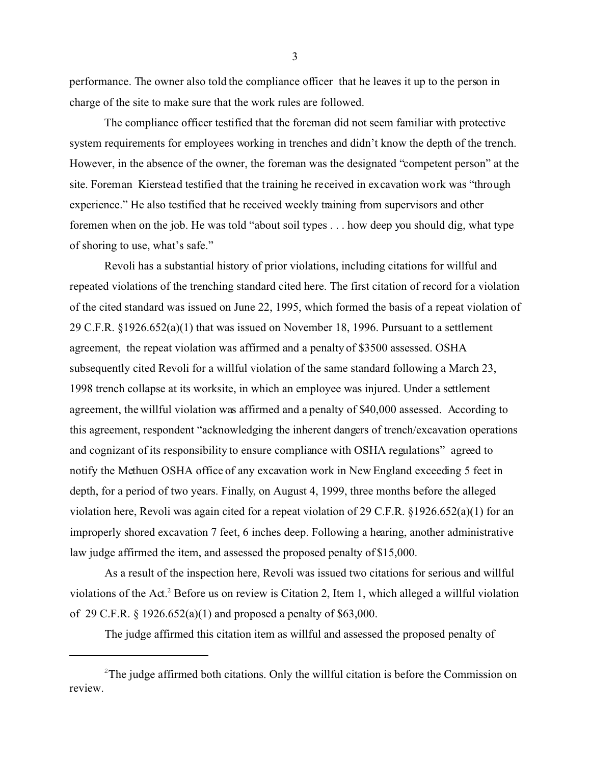performance. The owner also told the compliance officer that he leaves it up to the person in charge of the site to make sure that the work rules are followed.

The compliance officer testified that the foreman did not seem familiar with protective system requirements for employees working in trenches and didn't know the depth of the trench. However, in the absence of the owner, the foreman was the designated "competent person" at the site. Foreman Kierstead testified that the training he received in excavation work was "through experience." He also testified that he received weekly training from supervisors and other foremen when on the job. He was told "about soil types . . . how deep you should dig, what type of shoring to use, what's safe."

Revoli has a substantial history of prior violations, including citations for willful and repeated violations of the trenching standard cited here. The first citation of record for a violation of the cited standard was issued on June 22, 1995, which formed the basis of a repeat violation of 29 C.F.R. §1926.652(a)(1) that was issued on November 18, 1996. Pursuant to a settlement agreement, the repeat violation was affirmed and a penalty of $3500 assessed. OSHA subsequently cited Revoli for a willful violation of the same standard following a March 23, 1998 trench collapse at its worksite, in which an employee was injured. Under a settlement agreement, the willful violation was affirmed and a penalty of $40,000 assessed. According to this agreement, respondent "acknowledging the inherent dangers of trench/excavation operations and cognizant of its responsibility to ensure compliance with OSHA regulations" agreed to notify the Methuen OSHA office of any excavation work in New England exceeding 5 feet in depth, for a period of two years. Finally, on August 4, 1999, three months before the alleged violation here, Revoli was again cited for a repeat violation of 29 C.F.R. §1926.652(a)(1) for an improperly shored excavation 7 feet, 6 inches deep. Following a hearing, another administrative law judge affirmed the item, and assessed the proposed penalty of $15,000.

As a result of the inspection here, Revoli was issued two citations for serious and willful violations of the Act.[2] Before us on review is Citation 2, Item 1, which alleged a willful violation of 29 C.F.R. § 1926.652(a)(1) and proposed a penalty of $63,000.

The judge affirmed this citation item as willful and assessed the proposed penalty of

[2] The judge affirmed both citations. Only the willful citation is before the Commission on review.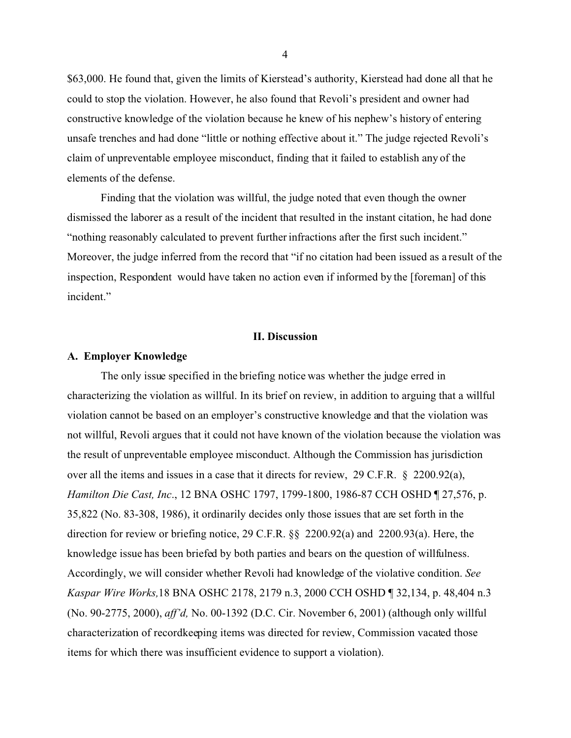$63,000. He found that, given the limits of Kierstead's authority, Kierstead had done all that he could to stop the violation. However, he also found that Revoli's president and owner had constructive knowledge of the violation because he knew of his nephew's history of entering unsafe trenches and had done "little or nothing effective about it." The judge rejected Revoli's claim of unpreventable employee misconduct, finding that it failed to establish any of the elements of the defense.

Finding that the violation was willful, the judge noted that even though the owner dismissed the laborer as a result of the incident that resulted in the instant citation, he had done "nothing reasonably calculated to prevent further infractions after the first such incident." Moreover, the judge inferred from the record that "if no citation had been issued as a result of the inspection, Respondent would have taken no action even if informed by the [foreman] of this incident."

## II. Discussion

### A. Employer Knowledge

The only issue specified in the briefing notice was whether the judge erred in characterizing the violation as willful. In its brief on review, in addition to arguing that a willful violation cannot be based on an employer's constructive knowledge and that the violation was not willful, Revoli argues that it could not have known of the violation because the violation was the result of unpreventable employee misconduct. Although the Commission has jurisdiction over all the items and issues in a case that it directs for review, 29 C.F.R. § 2200.92(a), *Hamilton Die Cast, Inc*., 12 BNA OSHC 1797, 1799-1800, 1986-87 CCH OSHD ¶ 27,576, p. 35,822 (No. 83-308, 1986), it ordinarily decides only those issues that are set forth in the direction for review or briefing notice, 29 C.F.R. §§ 2200.92(a) and 2200.93(a). Here, the knowledge issue has been briefed by both parties and bears on the question of willfulness. Accordingly, we will consider whether Revoli had knowledge of the violative condition. *See Kaspar Wire Works,* 18 BNA OSHC 2178, 2179 n.3, 2000 CCH OSHD ¶ 32,134, p. 48,404 n.3 (No. 90-2775, 2000), *aff'd,* No. 00-1392 (D.C. Cir. November 6, 2001) (although only willful characterization of recordkeeping items was directed for review, Commission vacated those items for which there was insufficient evidence to support a violation).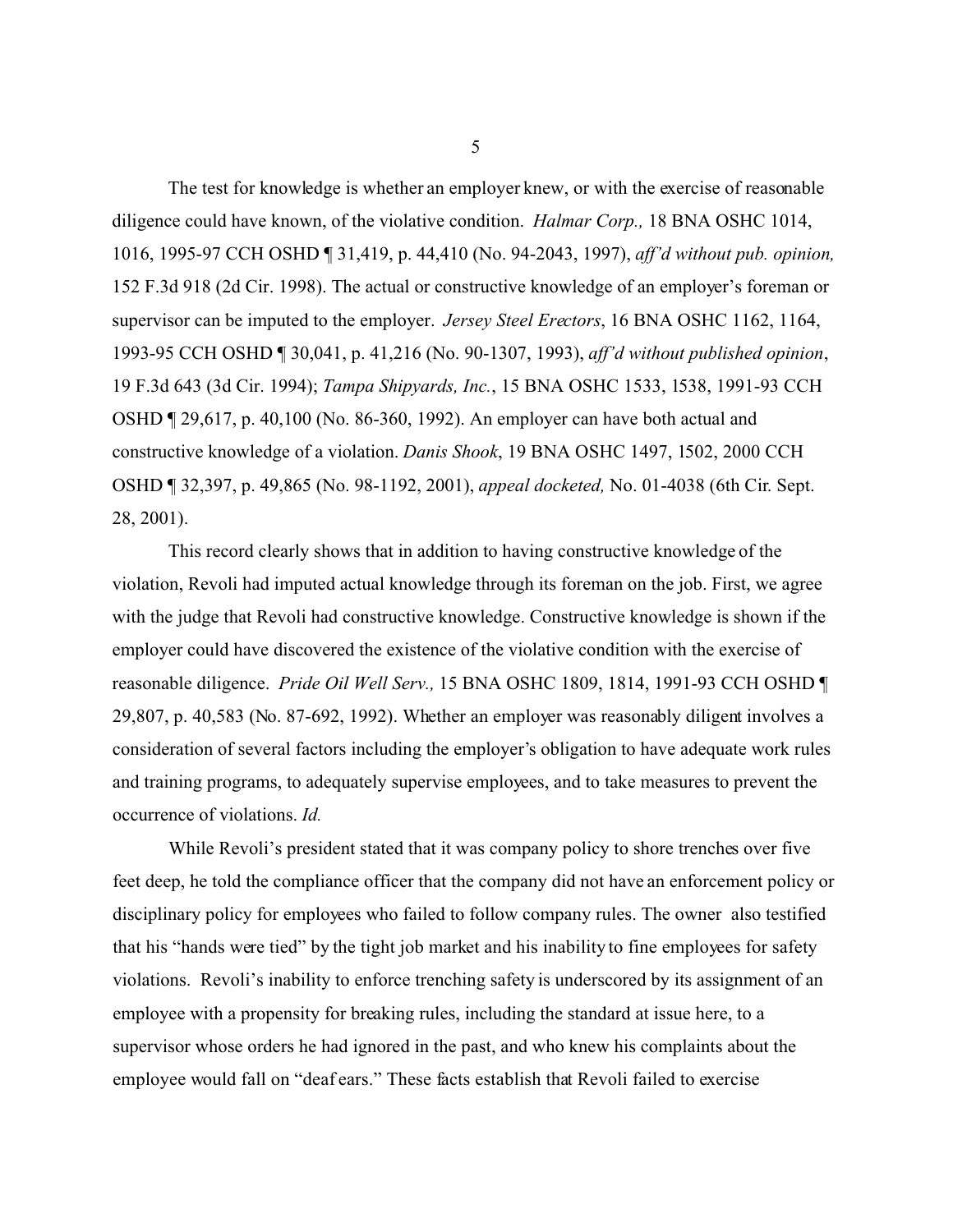The test for knowledge is whether an employer knew, or with the exercise of reasonable diligence could have known, of the violative condition. *Halmar Corp.,* 18 BNA OSHC 1014, 1016, 1995-97 CCH OSHD ¶ 31,419, p. 44,410 (No. 94-2043, 1997), *aff'd without pub. opinion,* 152 F.3d 918 (2d Cir. 1998). The actual or constructive knowledge of an employer's foreman or supervisor can be imputed to the employer. *Jersey Steel Erectors*, 16 BNA OSHC 1162, 1164, 1993-95 CCH OSHD ¶ 30,041, p. 41,216 (No. 90-1307, 1993), *aff'd without published opinion*, 19 F.3d 643 (3d Cir. 1994); *Tampa Shipyards, Inc.*, 15 BNA OSHC 1533, 1538, 1991-93 CCH OSHD ¶ 29,617, p. 40,100 (No. 86-360, 1992). An employer can have both actual and constructive knowledge of a violation. *Danis Shook*, 19 BNA OSHC 1497, 1502, 2000 CCH OSHD ¶ 32,397, p. 49,865 (No. 98-1192, 2001), *appeal docketed,* No. 01-4038 (6th Cir. Sept. 28, 2001).

This record clearly shows that in addition to having constructive knowledge of the violation, Revoli had imputed actual knowledge through its foreman on the job. First, we agree with the judge that Revoli had constructive knowledge. Constructive knowledge is shown if the employer could have discovered the existence of the violative condition with the exercise of reasonable diligence. *Pride Oil Well Serv.,* 15 BNA OSHC 1809, 1814, 1991-93 CCH OSHD ¶ 29,807, p. 40,583 (No. 87-692, 1992). Whether an employer was reasonably diligent involves a consideration of several factors including the employer's obligation to have adequate work rules and training programs, to adequately supervise employees, and to take measures to prevent the occurrence of violations. *Id.*

While Revoli's president stated that it was company policy to shore trenches over five feet deep, he told the compliance officer that the company did not have an enforcement policy or disciplinary policy for employees who failed to follow company rules. The owner also testified that his "hands were tied" by the tight job market and his inability to fine employees for safety violations. Revoli's inability to enforce trenching safety is underscored by its assignment of an employee with a propensity for breaking rules, including the standard at issue here, to a supervisor whose orders he had ignored in the past, and who knew his complaints about the employee would fall on "deaf ears." These facts establish that Revoli failed to exercise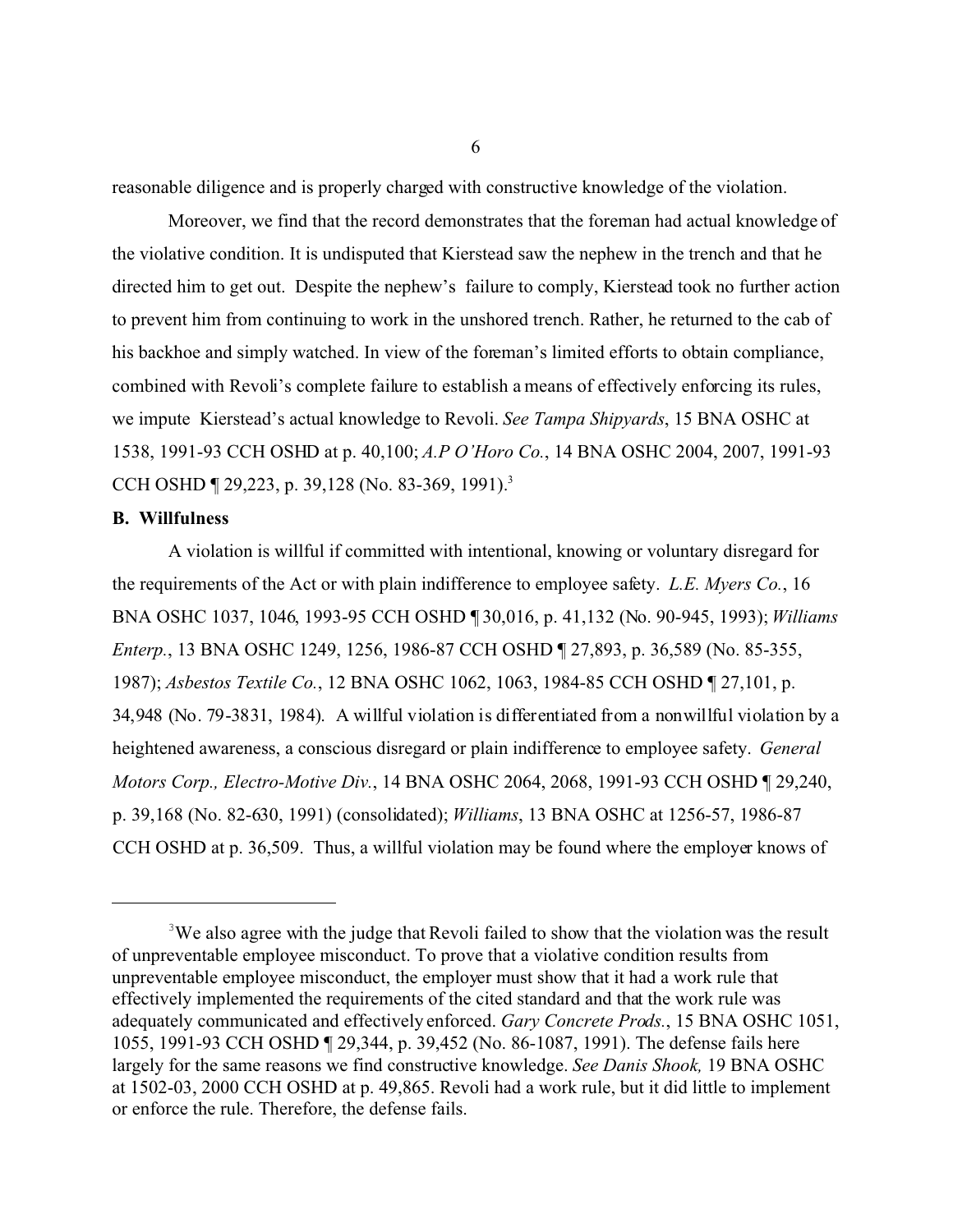reasonable diligence and is properly charged with constructive knowledge of the violation.

Moreover, we find that the record demonstrates that the foreman had actual knowledge of the violative condition. It is undisputed that Kierstead saw the nephew in the trench and that he directed him to get out. Despite the nephew's failure to comply, Kierstead took no further action to prevent him from continuing to work in the unshored trench. Rather, he returned to the cab of his backhoe and simply watched. In view of the foreman's limited efforts to obtain compliance, combined with Revoli's complete failure to establish a means of effectively enforcing its rules, we impute Kierstead's actual knowledge to Revoli. *See Tampa Shipyards*, 15 BNA OSHC at 1538, 1991-93 CCH OSHD at p. 40,100; *A.P O'Horo Co.*, 14 BNA OSHC 2004, 2007, 1991-93 CCH OSHD ¶ 29,223, p. 39,128 (No. 83-369, 1991).[3]

**B. Willfulness**

A violation is willful if committed with intentional, knowing or voluntary disregard for the requirements of the Act or with plain indifference to employee safety. *L.E. Myers Co.*, 16 BNA OSHC 1037, 1046, 1993-95 CCH OSHD ¶ 30,016, p. 41,132 (No. 90-945, 1993); *Williams Enterp.*, 13 BNA OSHC 1249, 1256, 1986-87 CCH OSHD ¶ 27,893, p. 36,589 (No. 85-355, 1987); *Asbestos Textile Co.*, 12 BNA OSHC 1062, 1063, 1984-85 CCH OSHD ¶ 27,101, p. 34,948 (No. 79-3831, 1984). A willful violation is differentiated from a nonwillful violation by a heightened awareness, a conscious disregard or plain indifference to employee safety. *General Motors Corp., Electro-Motive Div.*, 14 BNA OSHC 2064, 2068, 1991-93 CCH OSHD ¶ 29,240, p. 39,168 (No. 82-630, 1991) (consolidated); *Williams*, 13 BNA OSHC at 1256-57, 1986-87 CCH OSHD at p. 36,509. Thus, a willful violation may be found where the employer knows of

---

[3] We also agree with the judge that Revoli failed to show that the violation was the result of unpreventable employee misconduct. To prove that a violative condition results from unpreventable employee misconduct, the employer must show that it had a work rule that effectively implemented the requirements of the cited standard and that the work rule was adequately communicated and effectively enforced. *Gary Concrete Prods.*, 15 BNA OSHC 1051, 1055, 1991-93 CCH OSHD ¶ 29,344, p. 39,452 (No. 86-1087, 1991). The defense fails here largely for the same reasons we find constructive knowledge. *See Danis Shook,* 19 BNA OSHC at 1502-03, 2000 CCH OSHD at p. 49,865. Revoli had a work rule, but it did little to implement or enforce the rule. Therefore, the defense fails.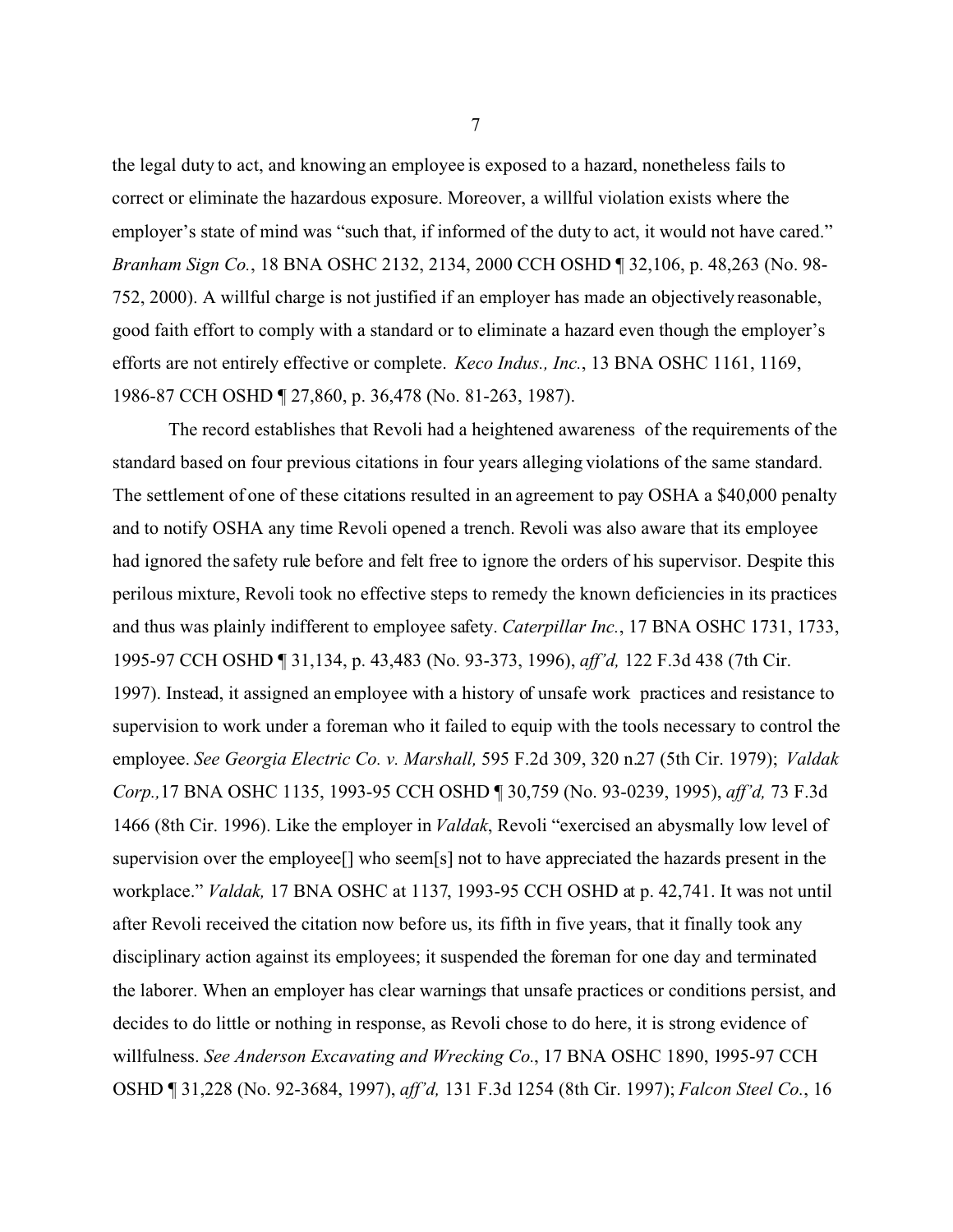the legal duty to act, and knowing an employee is exposed to a hazard, nonetheless fails to correct or eliminate the hazardous exposure. Moreover, a willful violation exists where the employer's state of mind was "such that, if informed of the duty to act, it would not have cared." *Branham Sign Co.*, 18 BNA OSHC 2132, 2134, 2000 CCH OSHD ¶ 32,106, p. 48,263 (No. 98-752, 2000). A willful charge is not justified if an employer has made an objectively reasonable, good faith effort to comply with a standard or to eliminate a hazard even though the employer's efforts are not entirely effective or complete. *Keco Indus., Inc.*, 13 BNA OSHC 1161, 1169, 1986-87 CCH OSHD ¶ 27,860, p. 36,478 (No. 81-263, 1987).

The record establishes that Revoli had a heightened awareness of the requirements of the standard based on four previous citations in four years alleging violations of the same standard. The settlement of one of these citations resulted in an agreement to pay OSHA a $40,000 penalty and to notify OSHA any time Revoli opened a trench. Revoli was also aware that its employee had ignored the safety rule before and felt free to ignore the orders of his supervisor. Despite this perilous mixture, Revoli took no effective steps to remedy the known deficiencies in its practices and thus was plainly indifferent to employee safety. *Caterpillar Inc.*, 17 BNA OSHC 1731, 1733, 1995-97 CCH OSHD ¶ 31,134, p. 43,483 (No. 93-373, 1996), *aff'd,* 122 F.3d 438 (7th Cir. 1997). Instead, it assigned an employee with a history of unsafe work practices and resistance to supervision to work under a foreman who it failed to equip with the tools necessary to control the employee. *See Georgia Electric Co. v. Marshall,* 595 F.2d 309, 320 n.27 (5th Cir. 1979); *Valdak Corp.,*17 BNA OSHC 1135, 1993-95 CCH OSHD ¶ 30,759 (No. 93-0239, 1995), *aff'd,* 73 F.3d 1466 (8th Cir. 1996). Like the employer in *Valdak*, Revoli "exercised an abysmally low level of supervision over the employee[] who seem[s] not to have appreciated the hazards present in the workplace." *Valdak,* 17 BNA OSHC at 1137, 1993-95 CCH OSHD at p. 42,741. It was not until after Revoli received the citation now before us, its fifth in five years, that it finally took any disciplinary action against its employees; it suspended the foreman for one day and terminated the laborer. When an employer has clear warnings that unsafe practices or conditions persist, and decides to do little or nothing in response, as Revoli chose to do here, it is strong evidence of willfulness. *See Anderson Excavating and Wrecking Co.*, 17 BNA OSHC 1890, 1995-97 CCH OSHD ¶ 31,228 (No. 92-3684, 1997), *aff'd,* 131 F.3d 1254 (8th Cir. 1997); *Falcon Steel Co.*, 16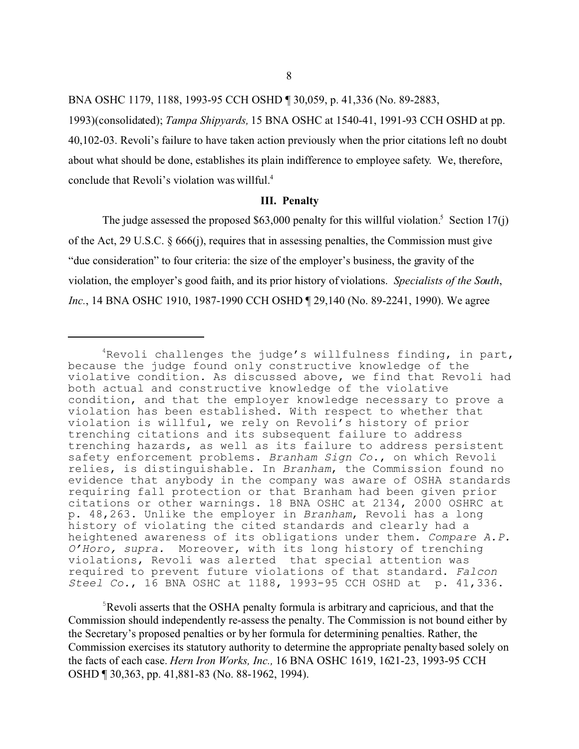BNA OSHC 1179, 1188, 1993-95 CCH OSHD ¶ 30,059, p. 41,336 (No. 89-2883, 1993)(consolidated); *Tampa Shipyards,* 15 BNA OSHC at 1540-41, 1991-93 CCH OSHD at pp. 40,102-03. Revoli's failure to have taken action previously when the prior citations left no doubt about what should be done, establishes its plain indifference to employee safety. We, therefore, conclude that Revoli's violation was willful.[4]

### III. Penalty

The judge assessed the proposed $63,000 penalty for this willful violation.[5] Section 17(j) of the Act, 29 U.S.C. § 666(j), requires that in assessing penalties, the Commission must give "due consideration" to four criteria: the size of the employer's business, the gravity of the violation, the employer's good faith, and its prior history of violations. *Specialists of the South, Inc.*, 14 BNA OSHC 1910, 1987-1990 CCH OSHD ¶ 29,140 (No. 89-2241, 1990). We agree

---

[4]Revoli challenges the judge's willfulness finding, in part, because the judge found only constructive knowledge of the violative condition. As discussed above, we find that Revoli had both actual and constructive knowledge of the violative condition, and that the employer knowledge necessary to prove a violation has been established. With respect to whether that violation is willful, we rely on Revoli's history of prior trenching citations and its subsequent failure to address trenching hazards, as well as its failure to address persistent safety enforcement problems. *Branham Sign Co.*, on which Revoli relies, is distinguishable. In *Branham*, the Commission found no evidence that anybody in the company was aware of OSHA standards requiring fall protection or that Branham had been given prior citations or other warnings. 18 BNA OSHC at 2134, 2000 OSHRC at p. 48,263. Unlike the employer in *Branham*, Revoli has a long history of violating the cited standards and clearly had a heightened awareness of its obligations under them. *Compare A.P. O'Horo, supra.* Moreover, with its long history of trenching violations, Revoli was alerted that special attention was required to prevent future violations of that standard. *Falcon Steel Co.*, 16 BNA OSHC at 1188, 1993-95 CCH OSHD at p. 41,336.

[5]Revoli asserts that the OSHA penalty formula is arbitrary and capricious, and that the Commission should independently re-assess the penalty. The Commission is not bound either by the Secretary's proposed penalties or by her formula for determining penalties. Rather, the Commission exercises its statutory authority to determine the appropriate penalty based solely on the facts of each case. *Hern Iron Works, Inc.,* 16 BNA OSHC 1619, 1621-23, 1993-95 CCH OSHD ¶ 30,363, pp. 41,881-83 (No. 88-1962, 1994).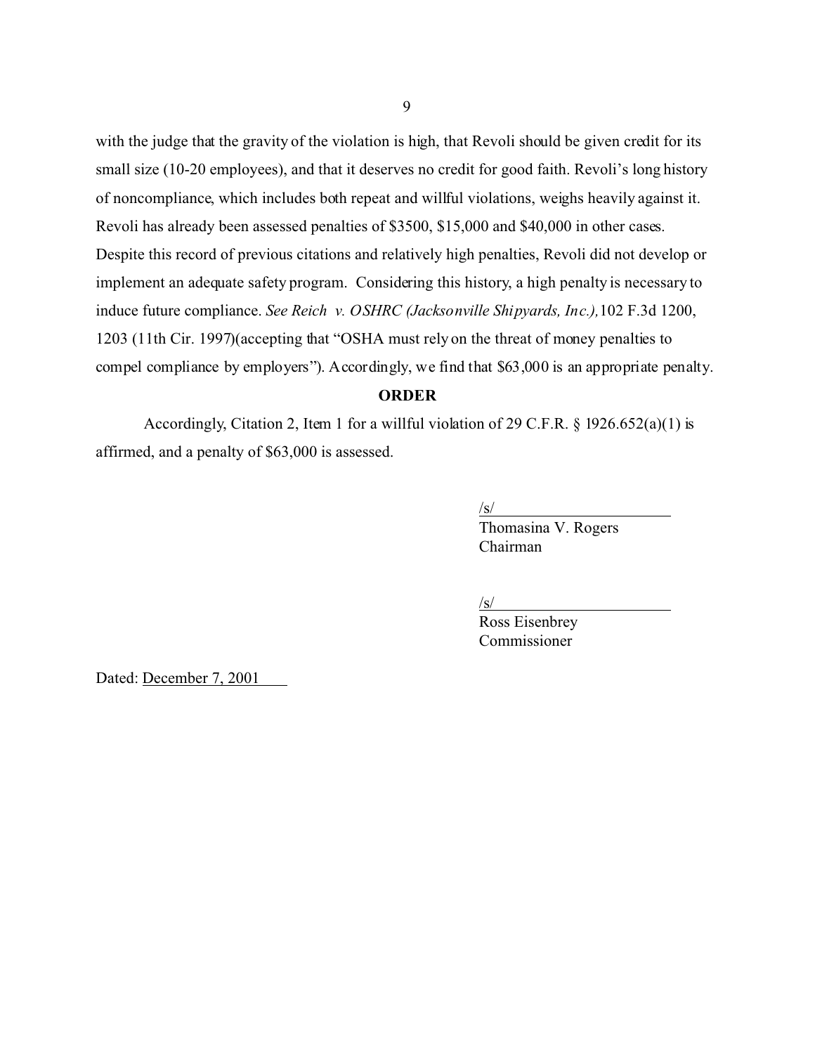with the judge that the gravity of the violation is high, that Revoli should be given credit for its small size (10-20 employees), and that it deserves no credit for good faith. Revoli's long history of noncompliance, which includes both repeat and willful violations, weighs heavily against it. Revoli has already been assessed penalties of $3500, $15,000 and $40,000 in other cases. Despite this record of previous citations and relatively high penalties, Revoli did not develop or implement an adequate safety program. Considering this history, a high penalty is necessary to induce future compliance. *See Reich v. OSHRC (Jacksonville Shipyards, Inc.),* 102 F.3d 1200, 1203 (11th Cir. 1997)(accepting that "OSHA must rely on the threat of money penalties to compel compliance by employers"). Accordingly, we find that $63,000 is an appropriate penalty.

**ORDER**

Accordingly, Citation 2, Item 1 for a willful violation of 29 C.F.R. § 1926.652(a)(1) is affirmed, and a penalty of $63,000 is assessed.

/s/
Thomasina V. Rogers
Chairman

/s/
Ross Eisenbrey
Commissioner

Dated: December 7, 2001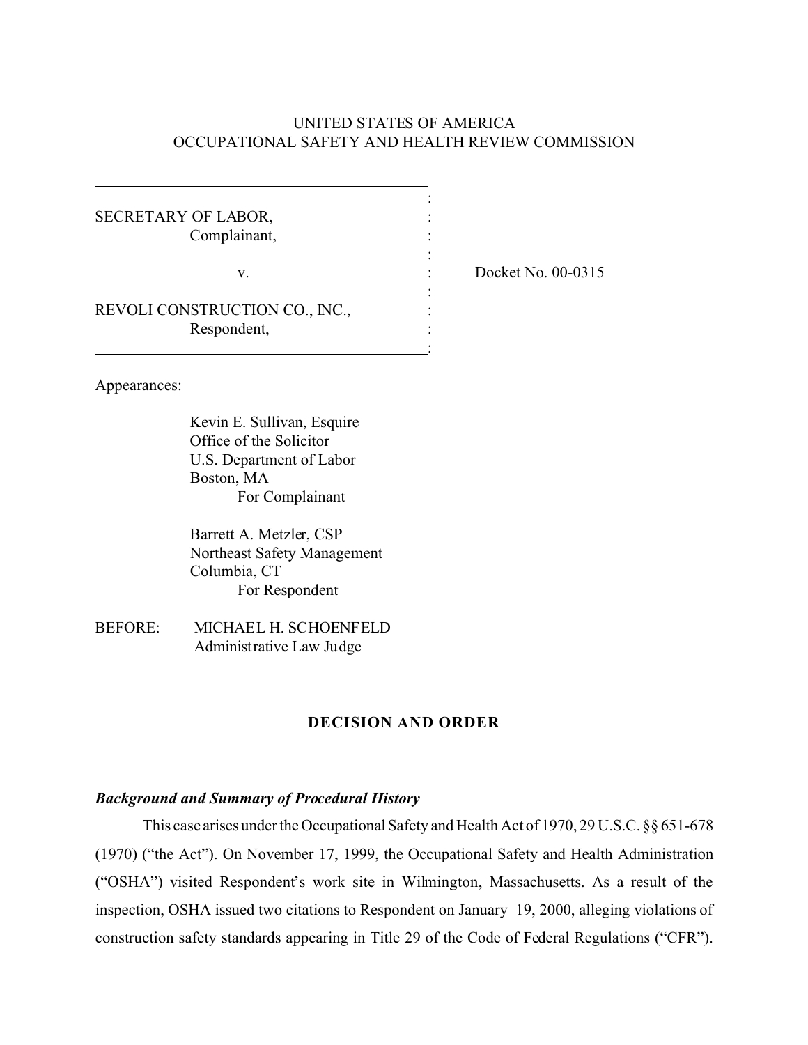UNITED STATES OF AMERICA
OCCUPATIONAL SAFETY AND HEALTH REVIEW COMMISSION

| | | |
|---|---|---|
| SECRETARY OF LABOR, Complainant, | : | |
| v. | : | Docket No. 00-0315 |
| REVOLI CONSTRUCTION CO., INC., Respondent, | : | |

Appearances:

Kevin E. Sullivan, Esquire
Office of the Solicitor
U.S. Department of Labor
Boston, MA
For Complainant

Barrett A. Metzler, CSP
Northeast Safety Management
Columbia, CT
For Respondent

BEFORE: MICHAEL H. SCHOENFELD
Administrative Law Judge

## DECISION AND ORDER

### *Background and Summary of Procedural History*

This case arises under the Occupational Safety and Health Act of 1970, 29 U.S.C. §§ 651-678 (1970) ("the Act"). On November 17, 1999, the Occupational Safety and Health Administration ("OSHA") visited Respondent's work site in Wilmington, Massachusetts. As a result of the inspection, OSHA issued two citations to Respondent on January 19, 2000, alleging violations of construction safety standards appearing in Title 29 of the Code of Federal Regulations ("CFR").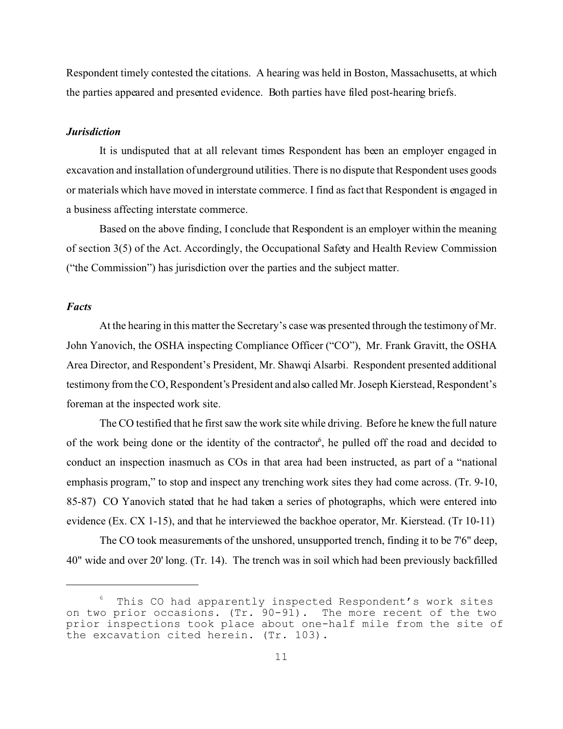Respondent timely contested the citations. A hearing was held in Boston, Massachusetts, at which the parties appeared and presented evidence. Both parties have filed post-hearing briefs.

### *Jurisdiction*

It is undisputed that at all relevant times Respondent has been an employer engaged in excavation and installation of underground utilities. There is no dispute that Respondent uses goods or materials which have moved in interstate commerce. I find as fact that Respondent is engaged in a business affecting interstate commerce.

Based on the above finding, I conclude that Respondent is an employer within the meaning of section 3(5) of the Act. Accordingly, the Occupational Safety and Health Review Commission ("the Commission") has jurisdiction over the parties and the subject matter.

### *Facts*

At the hearing in this matter the Secretary's case was presented through the testimony of Mr. John Yanovich, the OSHA inspecting Compliance Officer ("CO"), Mr. Frank Gravitt, the OSHA Area Director, and Respondent's President, Mr. Shawqi Alsarbi. Respondent presented additional testimony from the CO, Respondent's President and also called Mr. Joseph Kierstead, Respondent's foreman at the inspected work site.

The CO testified that he first saw the work site while driving. Before he knew the full nature of the work being done or the identity of the contractor[6], he pulled off the road and decided to conduct an inspection inasmuch as COs in that area had been instructed, as part of a "national emphasis program," to stop and inspect any trenching work sites they had come across. (Tr. 9-10, 85-87) CO Yanovich stated that he had taken a series of photographs, which were entered into evidence (Ex. CX 1-15), and that he interviewed the backhoe operator, Mr. Kierstead. (Tr 10-11)

The CO took measurements of the unshored, unsupported trench, finding it to be 7'6" deep, 40" wide and over 20' long. (Tr. 14). The trench was in soil which had been previously backfilled

---

[6] This CO had apparently inspected Respondent's work sites on two prior occasions. (Tr. 90-91). The more recent of the two prior inspections took place about one-half mile from the site of the excavation cited herein. (Tr. 103).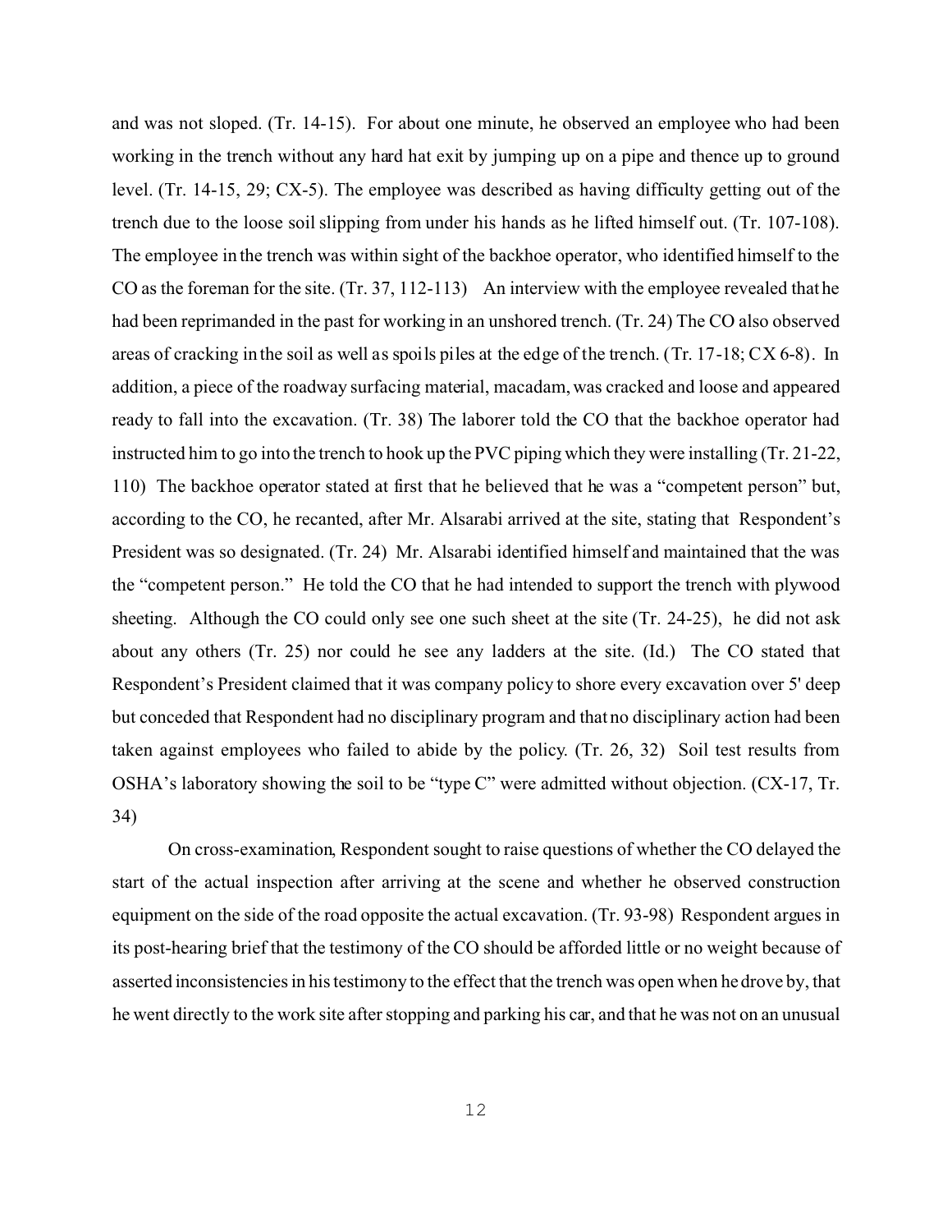and was not sloped. (Tr. 14-15). For about one minute, he observed an employee who had been working in the trench without any hard hat exit by jumping up on a pipe and thence up to ground level. (Tr. 14-15, 29; CX-5). The employee was described as having difficulty getting out of the trench due to the loose soil slipping from under his hands as he lifted himself out. (Tr. 107-108). The employee in the trench was within sight of the backhoe operator, who identified himself to the CO as the foreman for the site. (Tr. 37, 112-113) An interview with the employee revealed that he had been reprimanded in the past for working in an unshored trench. (Tr. 24) The CO also observed areas of cracking in the soil as well as spoils piles at the edge of the trench. (Tr. 17-18; CX 6-8). In addition, a piece of the roadway surfacing material, macadam, was cracked and loose and appeared ready to fall into the excavation. (Tr. 38) The laborer told the CO that the backhoe operator had instructed him to go into the trench to hook up the PVC piping which they were installing (Tr. 21-22, 110) The backhoe operator stated at first that he believed that he was a "competent person" but, according to the CO, he recanted, after Mr. Alsarabi arrived at the site, stating that Respondent's President was so designated. (Tr. 24) Mr. Alsarabi identified himself and maintained that the was the "competent person." He told the CO that he had intended to support the trench with plywood sheeting. Although the CO could only see one such sheet at the site (Tr. 24-25), he did not ask about any others (Tr. 25) nor could he see any ladders at the site. (Id.) The CO stated that Respondent's President claimed that it was company policy to shore every excavation over 5' deep but conceded that Respondent had no disciplinary program and that no disciplinary action had been taken against employees who failed to abide by the policy. (Tr. 26, 32) Soil test results from OSHA's laboratory showing the soil to be "type C" were admitted without objection. (CX-17, Tr. 34)

On cross-examination, Respondent sought to raise questions of whether the CO delayed the start of the actual inspection after arriving at the scene and whether he observed construction equipment on the side of the road opposite the actual excavation. (Tr. 93-98) Respondent argues in its post-hearing brief that the testimony of the CO should be afforded little or no weight because of asserted inconsistencies in his testimony to the effect that the trench was open when he drove by, that he went directly to the work site after stopping and parking his car, and that he was not on an unusual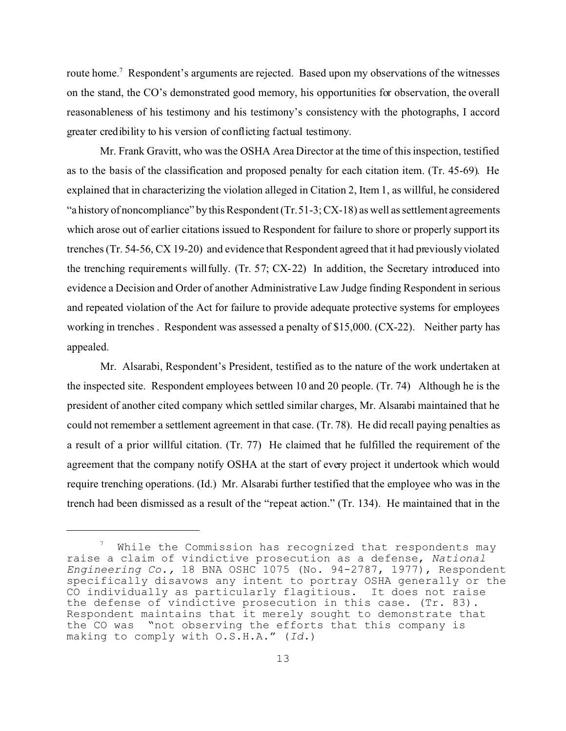route home.[7] Respondent's arguments are rejected. Based upon my observations of the witnesses on the stand, the CO's demonstrated good memory, his opportunities for observation, the overall reasonableness of his testimony and his testimony's consistency with the photographs, I accord greater credibility to his version of conflicting factual testimony.

Mr. Frank Gravitt, who was the OSHA Area Director at the time of this inspection, testified as to the basis of the classification and proposed penalty for each citation item. (Tr. 45-69). He explained that in characterizing the violation alleged in Citation 2, Item 1, as willful, he considered "a history of noncompliance" by this Respondent (Tr. 51-3; CX-18) as well as settlement agreements which arose out of earlier citations issued to Respondent for failure to shore or properly support its trenches (Tr. 54-56, CX 19-20) and evidence that Respondent agreed that it had previously violated the trenching requirements willfully. (Tr. 57; CX-22) In addition, the Secretary introduced into evidence a Decision and Order of another Administrative Law Judge finding Respondent in serious and repeated violation of the Act for failure to provide adequate protective systems for employees working in trenches . Respondent was assessed a penalty of $15,000. (CX-22). Neither party has appealed.

Mr. Alsarabi, Respondent's President, testified as to the nature of the work undertaken at the inspected site. Respondent employees between 10 and 20 people. (Tr. 74) Although he is the president of another cited company which settled similar charges, Mr. Alsarabi maintained that he could not remember a settlement agreement in that case. (Tr. 78). He did recall paying penalties as a result of a prior willful citation. (Tr. 77) He claimed that he fulfilled the requirement of the agreement that the company notify OSHA at the start of every project it undertook which would require trenching operations. (Id.) Mr. Alsarabi further testified that the employee who was in the trench had been dismissed as a result of the "repeat action." (Tr. 134). He maintained that in the

---

[7] While the Commission has recognized that respondents may raise a claim of vindictive prosecution as a defense, *National Engineering Co.*, 18 BNA OSHC 1075 (No. 94-2787, 1977), Respondent specifically disavows any intent to portray OSHA generally or the CO individually as particularly flagitious. It does not raise the defense of vindictive prosecution in this case. (Tr. 83). Respondent maintains that it merely sought to demonstrate that the CO was "not observing the efforts that this company is making to comply with O.S.H.A." (*Id.*)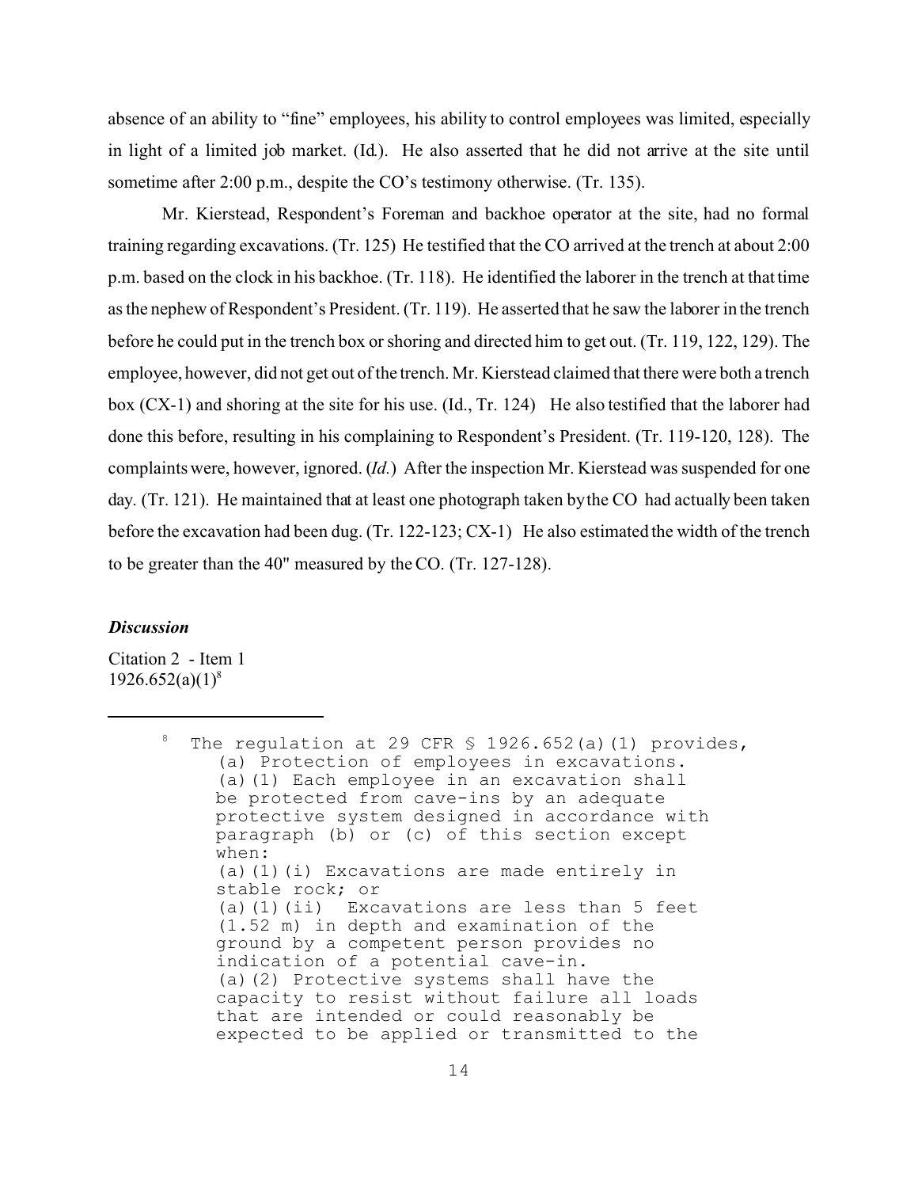absence of an ability to "fine" employees, his ability to control employees was limited, especially in light of a limited job market. (Id.). He also asserted that he did not arrive at the site until sometime after 2:00 p.m., despite the CO's testimony otherwise. (Tr. 135).

Mr. Kierstead, Respondent's Foreman and backhoe operator at the site, had no formal training regarding excavations. (Tr. 125) He testified that the CO arrived at the trench at about 2:00 p.m. based on the clock in his backhoe. (Tr. 118). He identified the laborer in the trench at that time as the nephew of Respondent's President. (Tr. 119). He asserted that he saw the laborer in the trench before he could put in the trench box or shoring and directed him to get out. (Tr. 119, 122, 129). The employee, however, did not get out of the trench. Mr. Kierstead claimed that there were both a trench box (CX-1) and shoring at the site for his use. (Id., Tr. 124) He also testified that the laborer had done this before, resulting in his complaining to Respondent's President. (Tr. 119-120, 128). The complaints were, however, ignored. (*Id.*) After the inspection Mr. Kierstead was suspended for one day. (Tr. 121). He maintained that at least one photograph taken by the CO had actually been taken before the excavation had been dug. (Tr. 122-123; CX-1) He also estimated the width of the trench to be greater than the 40" measured by the CO. (Tr. 127-128).

***Discussion***

Citation 2 - Item 1
1926.652(a)(1)[8]

---

[8] The regulation at 29 CFR § 1926.652(a)(1) provides,
(a) Protection of employees in excavations.
(a)(1) Each employee in an excavation shall be protected from cave-ins by an adequate protective system designed in accordance with paragraph (b) or (c) of this section except when:
(a)(1)(i) Excavations are made entirely in stable rock; or
(a)(1)(ii) Excavations are less than 5 feet (1.52 m) in depth and examination of the ground by a competent person provides no indication of a potential cave-in.
(a)(2) Protective systems shall have the capacity to resist without failure all loads that are intended or could reasonably be expected to be applied or transmitted to the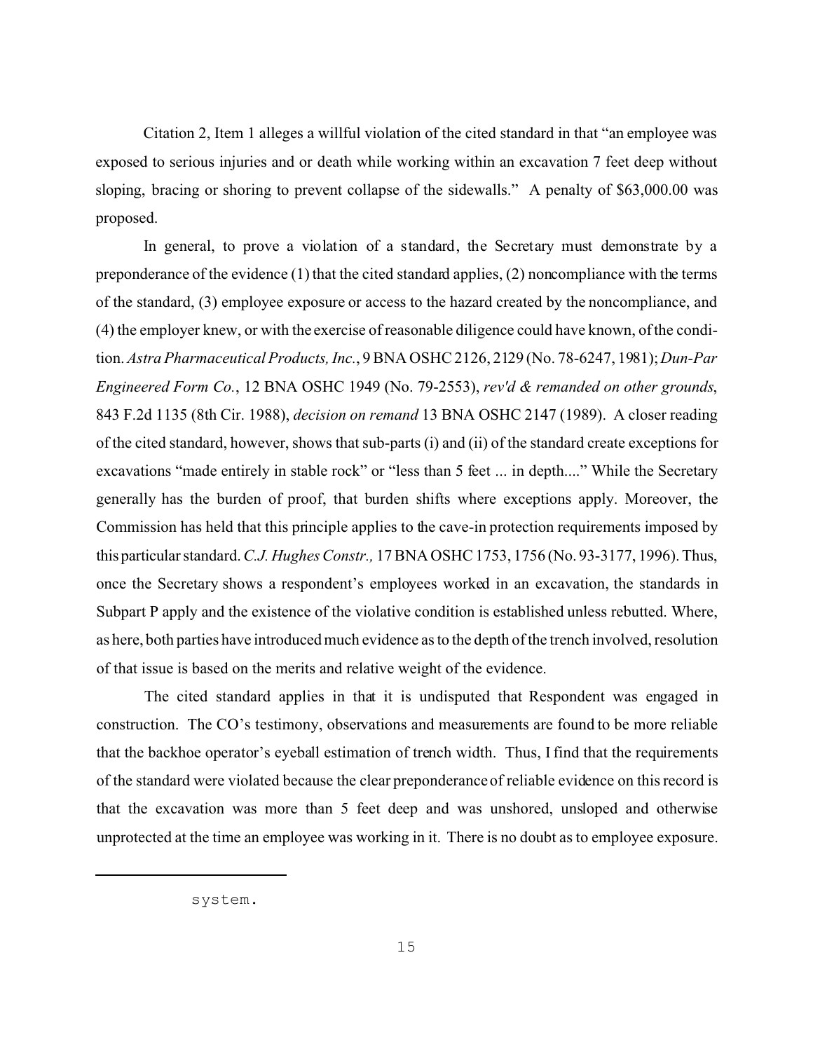Citation 2, Item 1 alleges a willful violation of the cited standard in that "an employee was exposed to serious injuries and or death while working within an excavation 7 feet deep without sloping, bracing or shoring to prevent collapse of the sidewalls." A penalty of $63,000.00 was proposed.

In general, to prove a violation of a standard, the Secretary must demonstrate by a preponderance of the evidence (1) that the cited standard applies, (2) noncompliance with the terms of the standard, (3) employee exposure or access to the hazard created by the noncompliance, and (4) the employer knew, or with the exercise of reasonable diligence could have known, of the condition. *Astra Pharmaceutical Products, Inc.*, 9 BNA OSHC 2126, 2129 (No. 78-6247, 1981); *Dun-Par Engineered Form Co.*, 12 BNA OSHC 1949 (No. 79-2553), *rev'd & remanded on other grounds*, 843 F.2d 1135 (8th Cir. 1988), *decision on remand* 13 BNA OSHC 2147 (1989). A closer reading of the cited standard, however, shows that sub-parts (i) and (ii) of the standard create exceptions for excavations "made entirely in stable rock" or "less than 5 feet ... in depth...." While the Secretary generally has the burden of proof, that burden shifts where exceptions apply. Moreover, the Commission has held that this principle applies to the cave-in protection requirements imposed by this particular standard. *C.J. Hughes Constr.,* 17 BNA OSHC 1753, 1756 (No. 93-3177, 1996). Thus, once the Secretary shows a respondent's employees worked in an excavation, the standards in Subpart P apply and the existence of the violative condition is established unless rebutted. Where, as here, both parties have introduced much evidence as to the depth of the trench involved, resolution of that issue is based on the merits and relative weight of the evidence.

The cited standard applies in that it is undisputed that Respondent was engaged in construction. The CO's testimony, observations and measurements are found to be more reliable that the backhoe operator's eyeball estimation of trench width. Thus, I find that the requirements of the standard were violated because the clear preponderance of reliable evidence on this record is that the excavation was more than 5 feet deep and was unshored, unsloped and otherwise unprotected at the time an employee was working in it. There is no doubt as to employee exposure.

---

system.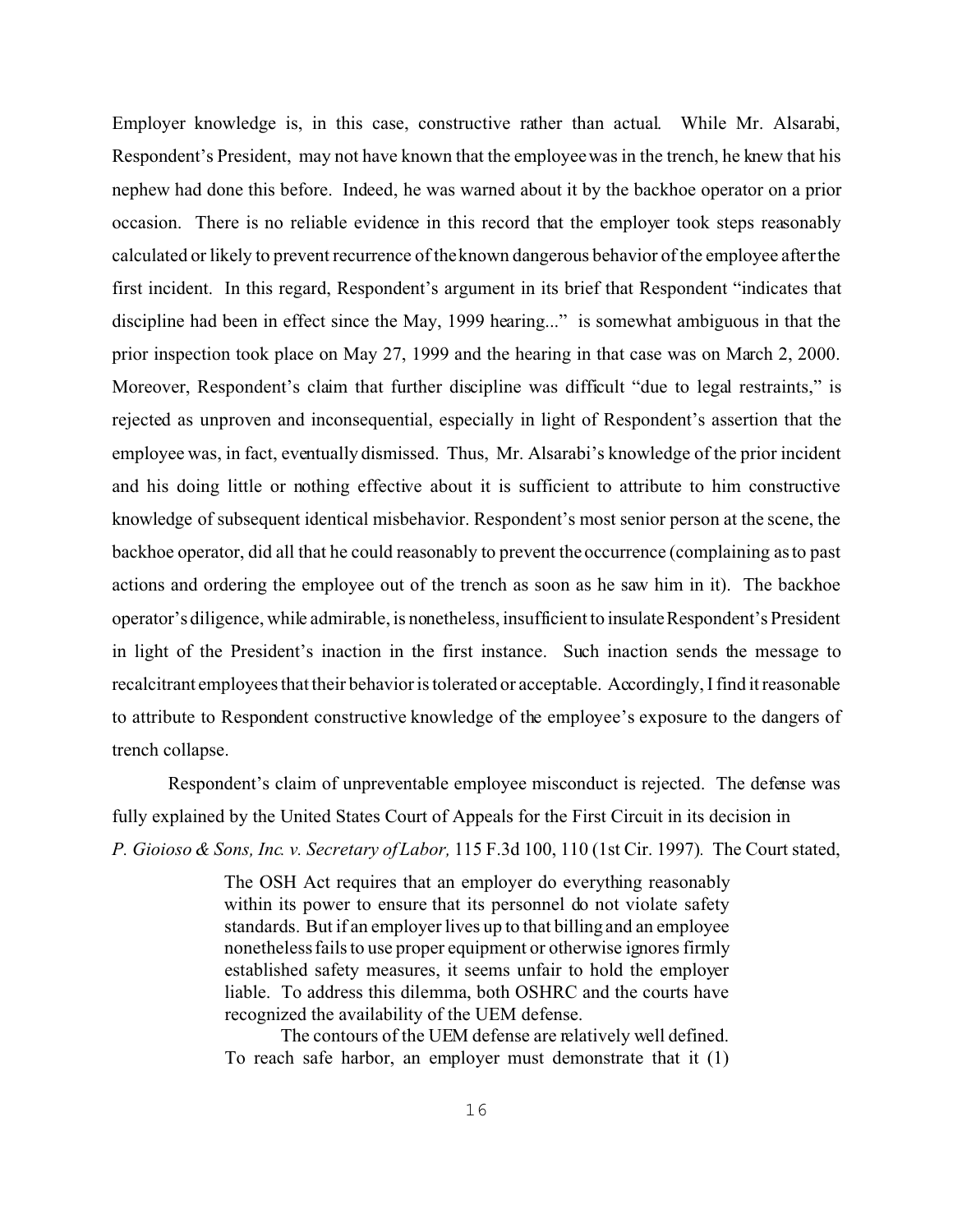Employer knowledge is, in this case, constructive rather than actual. While Mr. Alsarabi, Respondent's President, may not have known that the employee was in the trench, he knew that his nephew had done this before. Indeed, he was warned about it by the backhoe operator on a prior occasion. There is no reliable evidence in this record that the employer took steps reasonably calculated or likely to prevent recurrence of the known dangerous behavior of the employee after the first incident. In this regard, Respondent's argument in its brief that Respondent "indicates that discipline had been in effect since the May, 1999 hearing..." is somewhat ambiguous in that the prior inspection took place on May 27, 1999 and the hearing in that case was on March 2, 2000. Moreover, Respondent's claim that further discipline was difficult "due to legal restraints," is rejected as unproven and inconsequential, especially in light of Respondent's assertion that the employee was, in fact, eventually dismissed. Thus, Mr. Alsarabi's knowledge of the prior incident and his doing little or nothing effective about it is sufficient to attribute to him constructive knowledge of subsequent identical misbehavior. Respondent's most senior person at the scene, the backhoe operator, did all that he could reasonably to prevent the occurrence (complaining as to past actions and ordering the employee out of the trench as soon as he saw him in it). The backhoe operator's diligence, while admirable, is nonetheless, insufficient to insulate Respondent's President in light of the President's inaction in the first instance. Such inaction sends the message to recalcitrant employees that their behavior is tolerated or acceptable. Accordingly, I find it reasonable to attribute to Respondent constructive knowledge of the employee's exposure to the dangers of trench collapse.

Respondent's claim of unpreventable employee misconduct is rejected. The defense was fully explained by the United States Court of Appeals for the First Circuit in its decision in *P. Gioioso & Sons, Inc. v. Secretary of Labor,* 115 F.3d 100, 110 (1st Cir. 1997). The Court stated,

> The OSH Act requires that an employer do everything reasonably within its power to ensure that its personnel do not violate safety standards. But if an employer lives up to that billing and an employee nonetheless fails to use proper equipment or otherwise ignores firmly established safety measures, it seems unfair to hold the employer liable. To address this dilemma, both OSHRC and the courts have recognized the availability of the UEM defense.
>
> The contours of the UEM defense are relatively well defined. To reach safe harbor, an employer must demonstrate that it (1)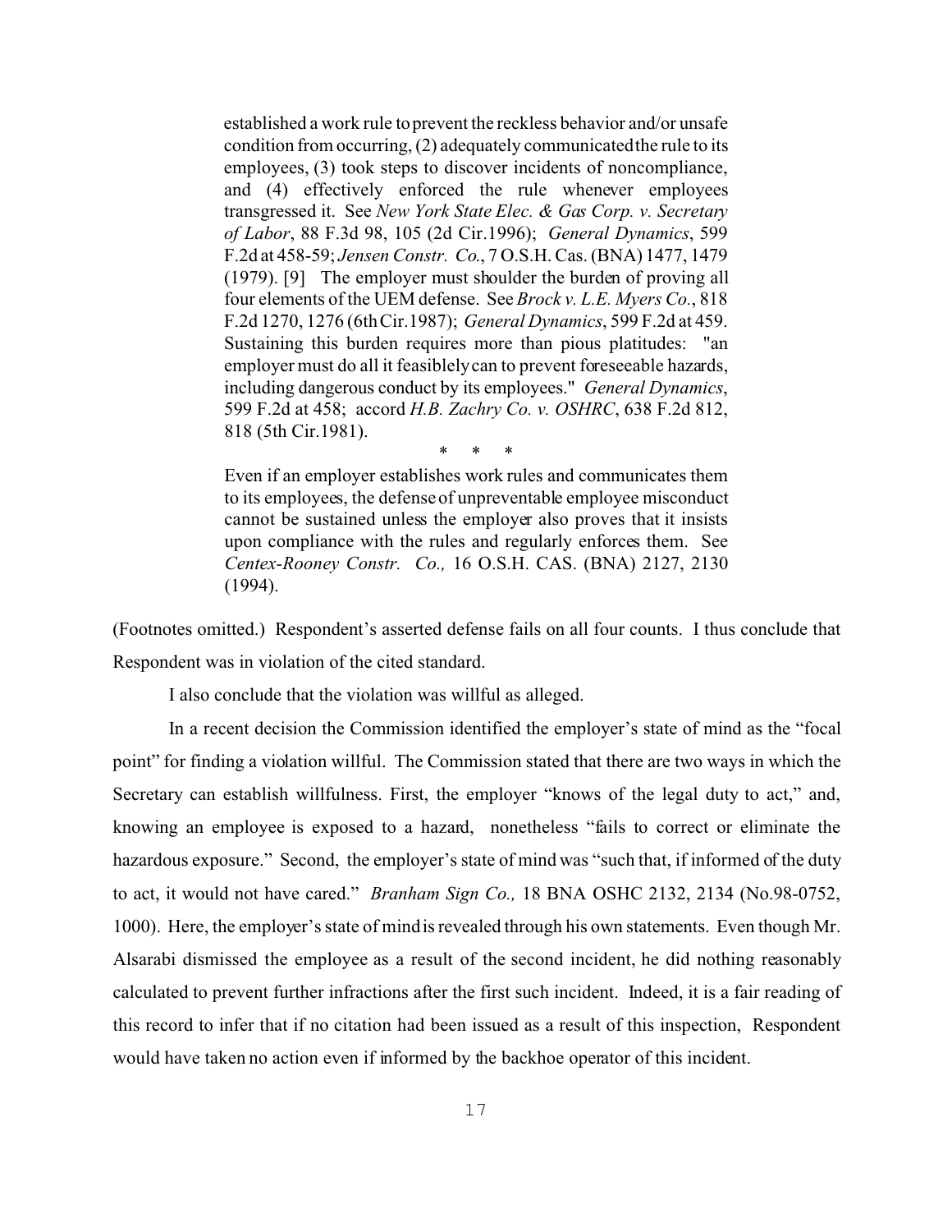> established a work rule to prevent the reckless behavior and/or unsafe condition from occurring, (2) adequately communicated the rule to its employees, (3) took steps to discover incidents of noncompliance, and (4) effectively enforced the rule whenever employees transgressed it. See *New York State Elec. & Gas Corp. v. Secretary of Labor*, 88 F.3d 98, 105 (2d Cir.1996); *General Dynamics*, 599 F.2d at 458-59; *Jensen Constr. Co.*, 7 O.S.H. Cas. (BNA) 1477, 1479 (1979). [9] The employer must shoulder the burden of proving all four elements of the UEM defense. See *Brock v. L.E. Myers Co.*, 818 F.2d 1270, 1276 (6th Cir.1987); *General Dynamics*, 599 F.2d at 459. Sustaining this burden requires more than pious platitudes: "an employer must do all it feasibly can to prevent foreseeable hazards, including dangerous conduct by its employees." *General Dynamics*, 599 F.2d at 458; accord *H.B. Zachry Co. v. OSHRC*, 638 F.2d 812, 818 (5th Cir.1981).
>
> \* \* \*
>
> Even if an employer establishes work rules and communicates them to its employees, the defense of unpreventable employee misconduct cannot be sustained unless the employer also proves that it insists upon compliance with the rules and regularly enforces them. See *Centex-Rooney Constr. Co.,* 16 O.S.H. CAS. (BNA) 2127, 2130 (1994).

(Footnotes omitted.) Respondent's asserted defense fails on all four counts. I thus conclude that Respondent was in violation of the cited standard.

I also conclude that the violation was willful as alleged.

In a recent decision the Commission identified the employer's state of mind as the "focal point" for finding a violation willful. The Commission stated that there are two ways in which the Secretary can establish willfulness. First, the employer "knows of the legal duty to act," and, knowing an employee is exposed to a hazard, nonetheless "fails to correct or eliminate the hazardous exposure." Second, the employer's state of mind was "such that, if informed of the duty to act, it would not have cared." *Branham Sign Co.,* 18 BNA OSHC 2132, 2134 (No.98-0752, 1000). Here, the employer's state of mind is revealed through his own statements. Even though Mr. Alsarabi dismissed the employee as a result of the second incident, he did nothing reasonably calculated to prevent further infractions after the first such incident. Indeed, it is a fair reading of this record to infer that if no citation had been issued as a result of this inspection, Respondent would have taken no action even if informed by the backhoe operator of this incident.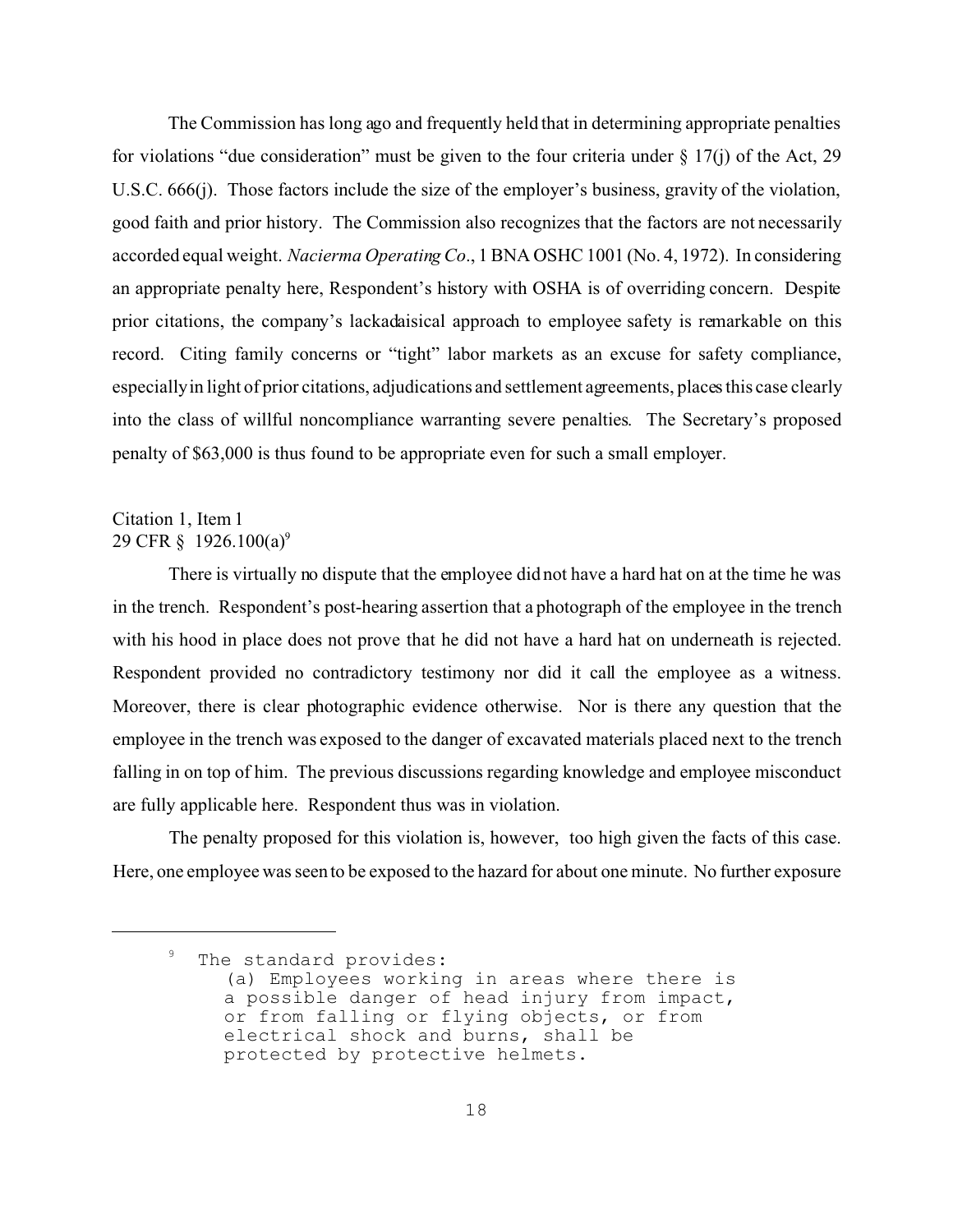The Commission has long ago and frequently held that in determining appropriate penalties for violations "due consideration" must be given to the four criteria under § 17(j) of the Act, 29 U.S.C. 666(j). Those factors include the size of the employer's business, gravity of the violation, good faith and prior history. The Commission also recognizes that the factors are not necessarily accorded equal weight. *Nacierma Operating Co*., 1 BNA OSHC 1001 (No. 4, 1972). In considering an appropriate penalty here, Respondent's history with OSHA is of overriding concern. Despite prior citations, the company's lackadaisical approach to employee safety is remarkable on this record. Citing family concerns or "tight" labor markets as an excuse for safety compliance, especially in light of prior citations, adjudications and settlement agreements, places this case clearly into the class of willful noncompliance warranting severe penalties. The Secretary's proposed penalty of $63,000 is thus found to be appropriate even for such a small employer.

Citation 1, Item 1
29 CFR § 1926.100(a)[9]

There is virtually no dispute that the employee did not have a hard hat on at the time he was in the trench. Respondent's post-hearing assertion that a photograph of the employee in the trench with his hood in place does not prove that he did not have a hard hat on underneath is rejected. Respondent provided no contradictory testimony nor did it call the employee as a witness. Moreover, there is clear photographic evidence otherwise. Nor is there any question that the employee in the trench was exposed to the danger of excavated materials placed next to the trench falling in on top of him. The previous discussions regarding knowledge and employee misconduct are fully applicable here. Respondent thus was in violation.

The penalty proposed for this violation is, however, too high given the facts of this case. Here, one employee was seen to be exposed to the hazard for about one minute. No further exposure

---

[9] The standard provides:
(a) Employees working in areas where there is a possible danger of head injury from impact, or from falling or flying objects, or from electrical shock and burns, shall be protected by protective helmets.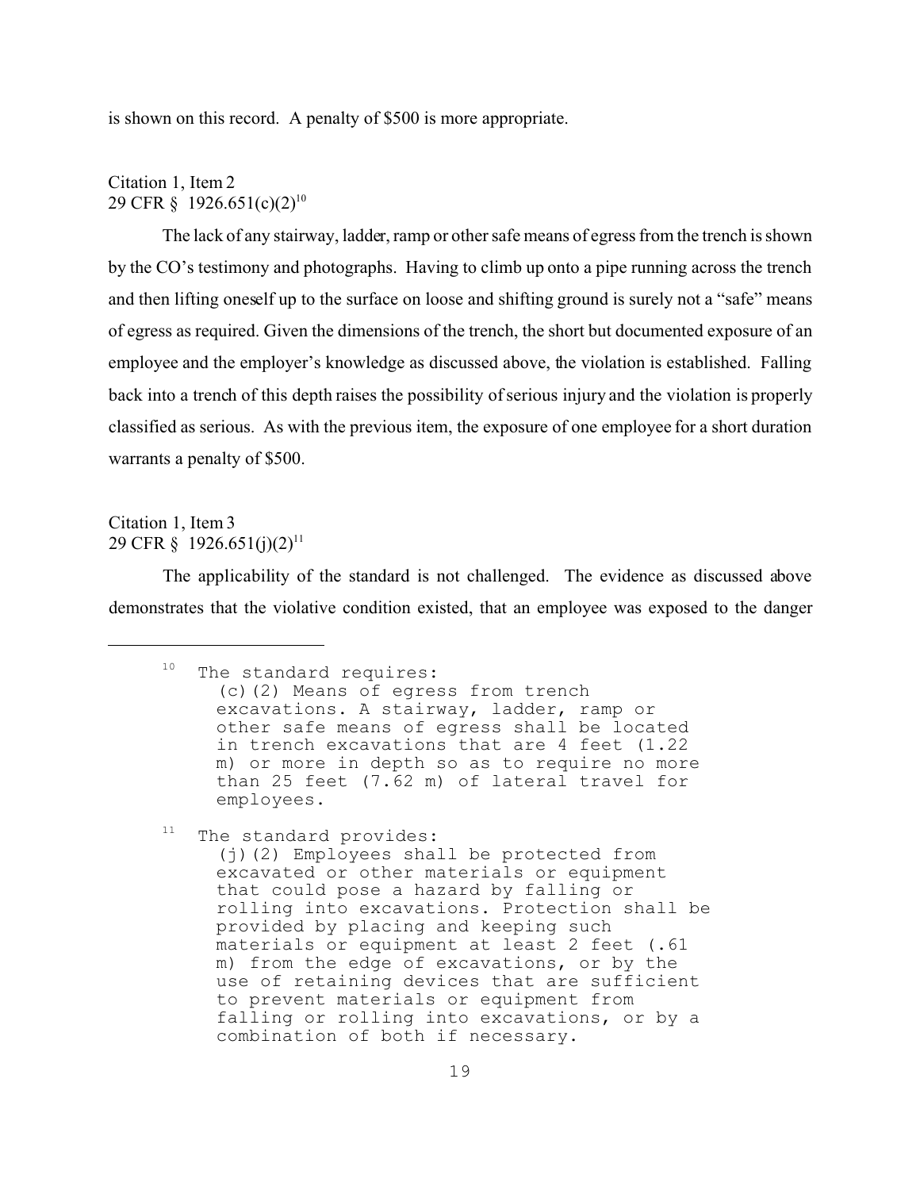is shown on this record. A penalty of $500 is more appropriate.

Citation 1, Item 2
29 CFR § 1926.651(c)(2)[10]

The lack of any stairway, ladder, ramp or other safe means of egress from the trench is shown by the CO's testimony and photographs. Having to climb up onto a pipe running across the trench and then lifting oneself up to the surface on loose and shifting ground is surely not a "safe" means of egress as required. Given the dimensions of the trench, the short but documented exposure of an employee and the employer's knowledge as discussed above, the violation is established. Falling back into a trench of this depth raises the possibility of serious injury and the violation is properly classified as serious. As with the previous item, the exposure of one employee for a short duration warrants a penalty of $500.

Citation 1, Item 3
29 CFR § 1926.651(j)(2)[11]

The applicability of the standard is not challenged. The evidence as discussed above demonstrates that the violative condition existed, that an employee was exposed to the danger

---

[10] The standard requires:
(c)(2) Means of egress from trench excavations. A stairway, ladder, ramp or other safe means of egress shall be located in trench excavations that are 4 feet (1.22 m) or more in depth so as to require no more than 25 feet (7.62 m) of lateral travel for employees.

[11] The standard provides:
(j)(2) Employees shall be protected from excavated or other materials or equipment that could pose a hazard by falling or rolling into excavations. Protection shall be provided by placing and keeping such materials or equipment at least 2 feet (.61 m) from the edge of excavations, or by the use of retaining devices that are sufficient to prevent materials or equipment from falling or rolling into excavations, or by a combination of both if necessary.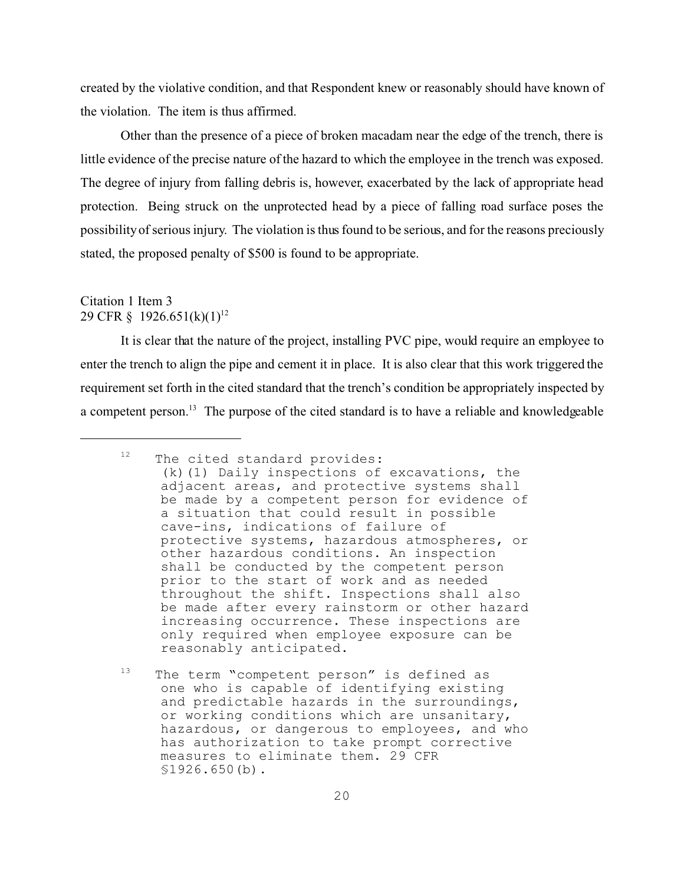created by the violative condition, and that Respondent knew or reasonably should have known of the violation. The item is thus affirmed.

Other than the presence of a piece of broken macadam near the edge of the trench, there is little evidence of the precise nature of the hazard to which the employee in the trench was exposed. The degree of injury from falling debris is, however, exacerbated by the lack of appropriate head protection. Being struck on the unprotected head by a piece of falling road surface poses the possibility of serious injury. The violation is thus found to be serious, and for the reasons preciously stated, the proposed penalty of $500 is found to be appropriate.

Citation 1 Item 3
29 CFR § 1926.651(k)(1)[12]

It is clear that the nature of the project, installing PVC pipe, would require an employee to enter the trench to align the pipe and cement it in place. It is also clear that this work triggered the requirement set forth in the cited standard that the trench's condition be appropriately inspected by a competent person.[13] The purpose of the cited standard is to have a reliable and knowledgeable

---

[12] The cited standard provides:
(k)(1) Daily inspections of excavations, the adjacent areas, and protective systems shall be made by a competent person for evidence of a situation that could result in possible cave-ins, indications of failure of protective systems, hazardous atmospheres, or other hazardous conditions. An inspection shall be conducted by the competent person prior to the start of work and as needed throughout the shift. Inspections shall also be made after every rainstorm or other hazard increasing occurrence. These inspections are only required when employee exposure can be reasonably anticipated.

[13] The term "competent person" is defined as one who is capable of identifying existing and predictable hazards in the surroundings, or working conditions which are unsanitary, hazardous, or dangerous to employees, and who has authorization to take prompt corrective measures to eliminate them. 29 CFR §1926.650(b).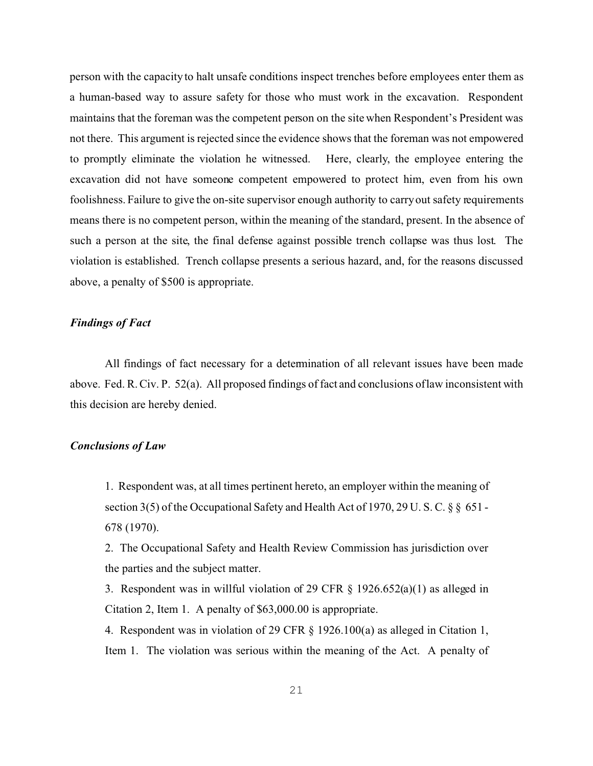person with the capacity to halt unsafe conditions inspect trenches before employees enter them as a human-based way to assure safety for those who must work in the excavation. Respondent maintains that the foreman was the competent person on the site when Respondent's President was not there. This argument is rejected since the evidence shows that the foreman was not empowered to promptly eliminate the violation he witnessed. Here, clearly, the employee entering the excavation did not have someone competent empowered to protect him, even from his own foolishness. Failure to give the on-site supervisor enough authority to carry out safety requirements means there is no competent person, within the meaning of the standard, present. In the absence of such a person at the site, the final defense against possible trench collapse was thus lost. The violation is established. Trench collapse presents a serious hazard, and, for the reasons discussed above, a penalty of $500 is appropriate.

### *Findings of Fact*

All findings of fact necessary for a determination of all relevant issues have been made above. Fed. R. Civ. P. 52(a). All proposed findings of fact and conclusions of law inconsistent with this decision are hereby denied.

### *Conclusions of Law*

1. Respondent was, at all times pertinent hereto, an employer within the meaning of section 3(5) of the Occupational Safety and Health Act of 1970, 29 U. S. C. § § 651 - 678 (1970).
2. The Occupational Safety and Health Review Commission has jurisdiction over the parties and the subject matter.
3. Respondent was in willful violation of 29 CFR § 1926.652(a)(1) as alleged in Citation 2, Item 1. A penalty of $63,000.00 is appropriate.
4. Respondent was in violation of 29 CFR § 1926.100(a) as alleged in Citation 1, Item 1. The violation was serious within the meaning of the Act. A penalty of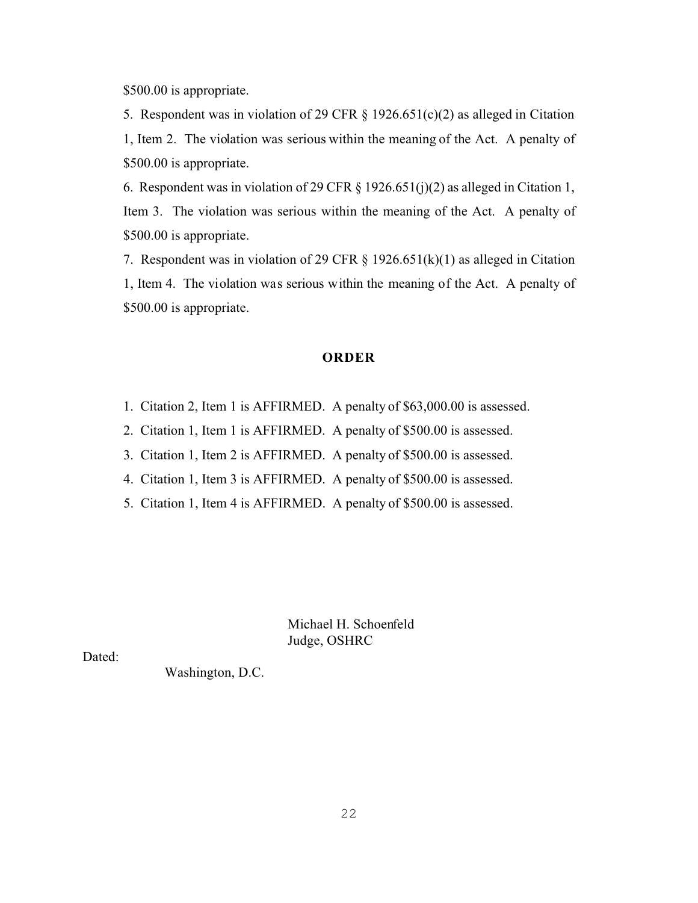$500.00 is appropriate.

5. Respondent was in violation of 29 CFR § 1926.651(c)(2) as alleged in Citation 1, Item 2. The violation was serious within the meaning of the Act. A penalty of $500.00 is appropriate.

6. Respondent was in violation of 29 CFR § 1926.651(j)(2) as alleged in Citation 1, Item 3. The violation was serious within the meaning of the Act. A penalty of $500.00 is appropriate.

7. Respondent was in violation of 29 CFR § 1926.651(k)(1) as alleged in Citation 1, Item 4. The violation was serious within the meaning of the Act. A penalty of $500.00 is appropriate.

## ORDER

1. Citation 2, Item 1 is AFFIRMED. A penalty of $63,000.00 is assessed.
2. Citation 1, Item 1 is AFFIRMED. A penalty of $500.00 is assessed.
3. Citation 1, Item 2 is AFFIRMED. A penalty of $500.00 is assessed.
4. Citation 1, Item 3 is AFFIRMED. A penalty of $500.00 is assessed.
5. Citation 1, Item 4 is AFFIRMED. A penalty of $500.00 is assessed.

Michael H. Schoenfeld
Judge, OSHRC

Dated:

Washington, D.C.